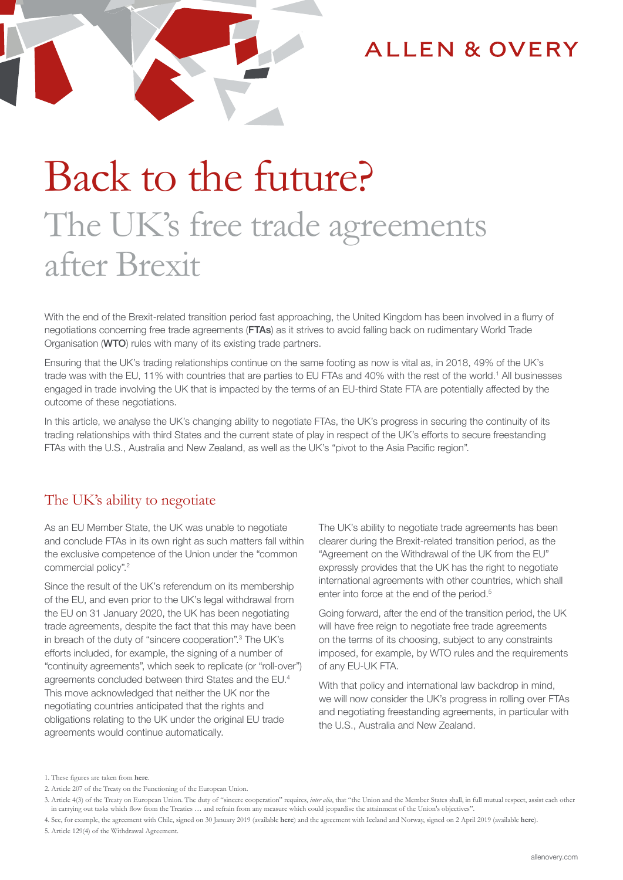ALLEN & OVERY

# Back to the future?

## The UK's free trade agreements after Brexit

With the end of the Brexit-related transition period fast approaching, the United Kingdom has been involved in a flurry of negotiations concerning free trade agreements (**FTAs**) as it strives to avoid falling back on rudimentary World Trade Organisation (**WTO**) rules with many of its existing trade partners.

Ensuring that the UK's trading relationships continue on the same footing as now is vital as, in 2018, 49% of the UK's trade was with the EU, 11% with countries that are parties to EU FTAs and 40% with the rest of the world.[1] All businesses engaged in trade involving the UK that is impacted by the terms of an EU-third State FTA are potentially affected by the outcome of these negotiations.

In this article, we analyse the UK's changing ability to negotiate FTAs, the UK's progress in securing the continuity of its trading relationships with third States and the current state of play in respect of the UK's efforts to secure freestanding FTAs with the U.S., Australia and New Zealand, as well as the UK's "pivot to the Asia Pacific region".

## The UK's ability to negotiate

As an EU Member State, the UK was unable to negotiate and conclude FTAs in its own right as such matters fall within the exclusive competence of the Union under the "common commercial policy".[2]

Since the result of the UK's referendum on its membership of the EU, and even prior to the UK's legal withdrawal from the EU on 31 January 2020, the UK has been negotiating trade agreements, despite the fact that this may have been in breach of the duty of "sincere cooperation".[3] The UK's efforts included, for example, the signing of a number of "continuity agreements", which seek to replicate (or "roll-over") agreements concluded between third States and the EU.[4] This move acknowledged that neither the UK nor the negotiating countries anticipated that the rights and obligations relating to the UK under the original EU trade agreements would continue automatically.

The UK's ability to negotiate trade agreements has been clearer during the Brexit-related transition period, as the "Agreement on the Withdrawal of the UK from the EU" expressly provides that the UK has the right to negotiate international agreements with other countries, which shall enter into force at the end of the period.[5]

Going forward, after the end of the transition period, the UK will have free reign to negotiate free trade agreements on the terms of its choosing, subject to any constraints imposed, for example, by WTO rules and the requirements of any EU-UK FTA.

With that policy and international law backdrop in mind, we will now consider the UK's progress in rolling over FTAs and negotiating freestanding agreements, in particular with the U.S., Australia and New Zealand.

1. These figures are taken from **here**.
2. Article 207 of the Treaty on the Functioning of the European Union.
3. Article 4(3) of the Treaty on European Union. The duty of "sincere cooperation" requires, *inter alia*, that "the Union and the Member States shall, in full mutual respect, assist each other in carrying out tasks which flow from the Treaties … and refrain from any measure which could jeopardise the attainment of the Union's objectives".
4. See, for example, the agreement with Chile, signed on 30 January 2019 (available **here**) and the agreement with Iceland and Norway, signed on 2 April 2019 (available **here**).
5. Article 129(4) of the Withdrawal Agreement.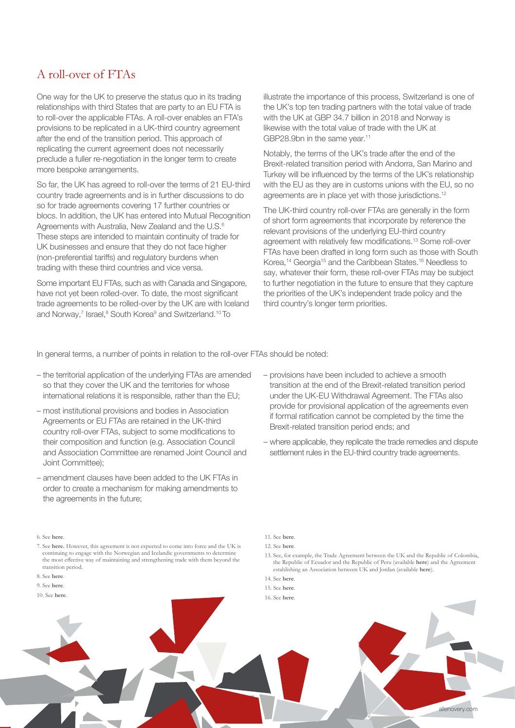## A roll-over of FTAs

One way for the UK to preserve the status quo in its trading relationships with third States that are party to an EU FTA is to roll-over the applicable FTAs. A roll-over enables an FTA's provisions to be replicated in a UK-third country agreement after the end of the transition period. This approach of replicating the current agreement does not necessarily preclude a fuller re-negotiation in the longer term to create more bespoke arrangements.

So far, the UK has agreed to roll-over the terms of 21 EU-third country trade agreements and is in further discussions to do so for trade agreements covering 17 further countries or blocs. In addition, the UK has entered into Mutual Recognition Agreements with Australia, New Zealand and the U.S.[6] These steps are intended to maintain continuity of trade for UK businesses and ensure that they do not face higher (non-preferential tariffs) and regulatory burdens when trading with these third countries and vice versa.

Some important EU FTAs, such as with Canada and Singapore, have not yet been rolled-over. To date, the most significant trade agreements to be rolled-over by the UK are with Iceland and Norway,[7] Israel,[8] South Korea[9] and Switzerland.[10] To illustrate the importance of this process, Switzerland is one of the UK's top ten trading partners with the total value of trade with the UK at GBP 34.7 billion in 2018 and Norway is likewise with the total value of trade with the UK at GBP28.9bn in the same year.[11]

Notably, the terms of the UK's trade after the end of the Brexit-related transition period with Andorra, San Marino and Turkey will be influenced by the terms of the UK's relationship with the EU as they are in customs unions with the EU, so no agreements are in place yet with those jurisdictions.[12]

The UK-third country roll-over FTAs are generally in the form of short form agreements that incorporate by reference the relevant provisions of the underlying EU-third country agreement with relatively few modifications.[13] Some roll-over FTAs have been drafted in long form such as those with South Korea,[14] Georgia[15] and the Caribbean States.[16] Needless to say, whatever their form, these roll-over FTAs may be subject to further negotiation in the future to ensure that they capture the priorities of the UK's independent trade policy and the third country's longer term priorities.

In general terms, a number of points in relation to the roll-over FTAs should be noted:

- the territorial application of the underlying FTAs are amended so that they cover the UK and the territories for whose international relations it is responsible, rather than the EU;
- most institutional provisions and bodies in Association Agreements or EU FTAs are retained in the UK-third country roll-over FTAs, subject to some modifications to their composition and function (e.g. Association Council and Association Committee are renamed Joint Council and Joint Committee);
- amendment clauses have been added to the UK FTAs in order to create a mechanism for making amendments to the agreements in the future;
- provisions have been included to achieve a smooth transition at the end of the Brexit-related transition period under the UK-EU Withdrawal Agreement. The FTAs also provide for provisional application of the agreements even if formal ratification cannot be completed by the time the Brexit-related transition period ends; and
- where applicable, they replicate the trade remedies and dispute settlement rules in the EU-third country trade agreements.

6. See **here**.
7. See **here.** However, this agreement is not expected to come into force and the UK is continuing to engage with the Norwegian and Icelandic governments to determine the most effective way of maintaining and strengthening trade with them beyond the transition period.
8. See **here**.
9. See **here**.
10. See **here**.
11. See **here**.
12. See **here**.
13. See, for example, the Trade Agreement between the UK and the Republic of Colombia, the Republic of Ecuador and the Republic of Peru (available **here**) and the Agreement establishing an Association between UK and Jordan (available **here**).
14. See **here**.
15. See **here**.
16. See **here**.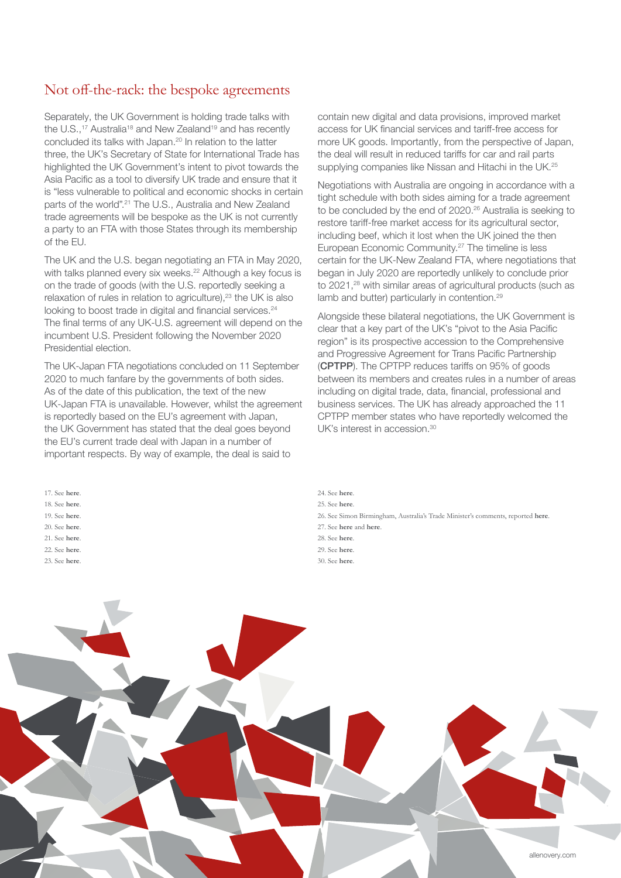## Not off-the-rack: the bespoke agreements

Separately, the UK Government is holding trade talks with the U.S.,[17] Australia[18] and New Zealand[19] and has recently concluded its talks with Japan.[20] In relation to the latter three, the UK's Secretary of State for International Trade has highlighted the UK Government's intent to pivot towards the Asia Pacific as a tool to diversify UK trade and ensure that it is "less vulnerable to political and economic shocks in certain parts of the world".[21] The U.S., Australia and New Zealand trade agreements will be bespoke as the UK is not currently a party to an FTA with those States through its membership of the EU.

The UK and the U.S. began negotiating an FTA in May 2020, with talks planned every six weeks.[22] Although a key focus is on the trade of goods (with the U.S. reportedly seeking a relaxation of rules in relation to agriculture),[23] the UK is also looking to boost trade in digital and financial services.[24] The final terms of any UK-U.S. agreement will depend on the incumbent U.S. President following the November 2020 Presidential election.

The UK-Japan FTA negotiations concluded on 11 September 2020 to much fanfare by the governments of both sides. As of the date of this publication, the text of the new UK-Japan FTA is unavailable. However, whilst the agreement is reportedly based on the EU's agreement with Japan, the UK Government has stated that the deal goes beyond the EU's current trade deal with Japan in a number of important respects. By way of example, the deal is said to contain new digital and data provisions, improved market access for UK financial services and tariff-free access for more UK goods. Importantly, from the perspective of Japan, the deal will result in reduced tariffs for car and rail parts supplying companies like Nissan and Hitachi in the UK.[25]

Negotiations with Australia are ongoing in accordance with a tight schedule with both sides aiming for a trade agreement to be concluded by the end of 2020.[26] Australia is seeking to restore tariff-free market access for its agricultural sector, including beef, which it lost when the UK joined the then European Economic Community.[27] The timeline is less certain for the UK-New Zealand FTA, where negotiations that began in July 2020 are reportedly unlikely to conclude prior to 2021,[28] with similar areas of agricultural products (such as lamb and butter) particularly in contention.[29]

Alongside these bilateral negotiations, the UK Government is clear that a key part of the UK's "pivot to the Asia Pacific region" is its prospective accession to the Comprehensive and Progressive Agreement for Trans Pacific Partnership (**CPTPP**). The CPTPP reduces tariffs on 95% of goods between its members and creates rules in a number of areas including on digital trade, data, financial, professional and business services. The UK has already approached the 11 CPTPP member states who have reportedly welcomed the UK's interest in accession.[30]

17. See **here**.
18. See **here**.
19. See **here**.
20. See **here**.
21. See **here**.
22. See **here**.
23. See **here**.
24. See **here**.
25. See **here**.
26. See Simon Birmingham, Australia's Trade Minister's comments, reported **here**.
27. See **here** and **here**.
28. See **here**.
29. See **here**.
30. See **here**.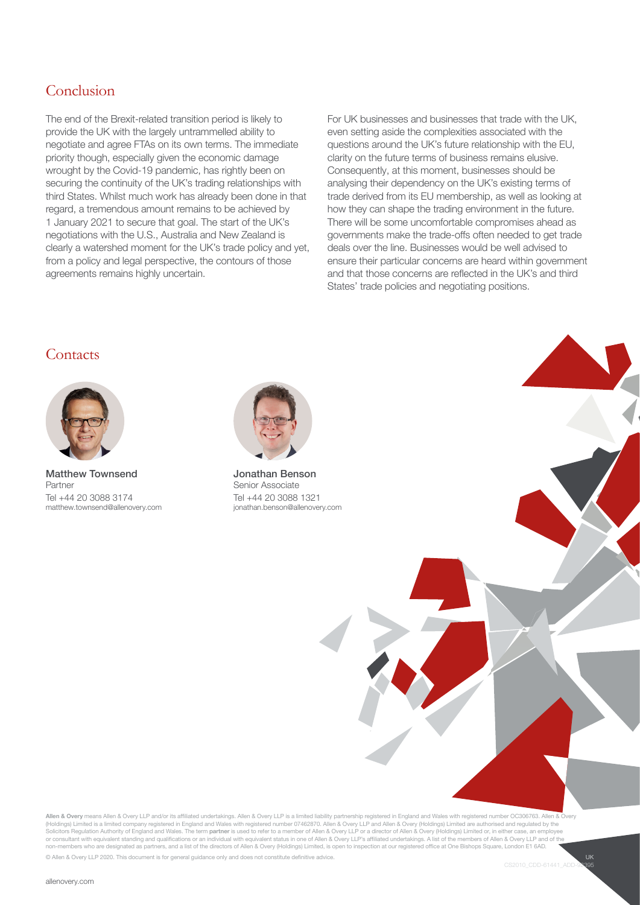## Conclusion

The end of the Brexit-related transition period is likely to provide the UK with the largely untrammelled ability to negotiate and agree FTAs on its own terms. The immediate priority though, especially given the economic damage wrought by the Covid-19 pandemic, has rightly been on securing the continuity of the UK's trading relationships with third States. Whilst much work has already been done in that regard, a tremendous amount remains to be achieved by 1 January 2021 to secure that goal. The start of the UK's negotiations with the U.S., Australia and New Zealand is clearly a watershed moment for the UK's trade policy and yet, from a policy and legal perspective, the contours of those agreements remains highly uncertain.

For UK businesses and businesses that trade with the UK, even setting aside the complexities associated with the questions around the UK's future relationship with the EU, clarity on the future terms of business remains elusive. Consequently, at this moment, businesses should be analysing their dependency on the UK's existing terms of trade derived from its EU membership, as well as looking at how they can shape the trading environment in the future. There will be some uncomfortable compromises ahead as governments make the trade-offs often needed to get trade deals over the line. Businesses would be well advised to ensure their particular concerns are heard within government and that those concerns are reflected in the UK's and third States' trade policies and negotiating positions.

## Contacts

**Matthew Townsend**
Partner
Tel +44 20 3088 3174
matthew.townsend@allenovery.com

**Jonathan Benson**
Senior Associate
Tel +44 20 3088 1321
jonathan.benson@allenovery.com

**Allen & Overy** means Allen & Overy LLP and/or its affiliated undertakings. Allen & Overy LLP is a limited liability partnership registered in England and Wales with registered number OC306763. Allen & Overy (Holdings) Limited is a limited company registered in England and Wales with registered number 07462870. Allen & Overy LLP and Allen & Overy (Holdings) Limited are authorised and regulated by the Solicitors Regulation Authority of England and Wales. The term **partner** is used to refer to a member of Allen & Overy LLP or a director of Allen & Overy (Holdings) Limited or, in either case, an employee or consultant with equivalent standing and qualifications or an individual with equivalent status in one of Allen & Overy LLP's affiliated undertakings. A list of the members of Allen & Overy LLP and of the non-members who are designated as partners, and a list of the directors of Allen & Overy (Holdings) Limited, is open to inspection at our registered office at One Bishops Square, London E1 6AD.

© Allen & Overy LLP 2020. This document is for general guidance only and does not constitute definitive advice.

UK
CS2010_CDD-61441_ADD-93395

allenovery.com